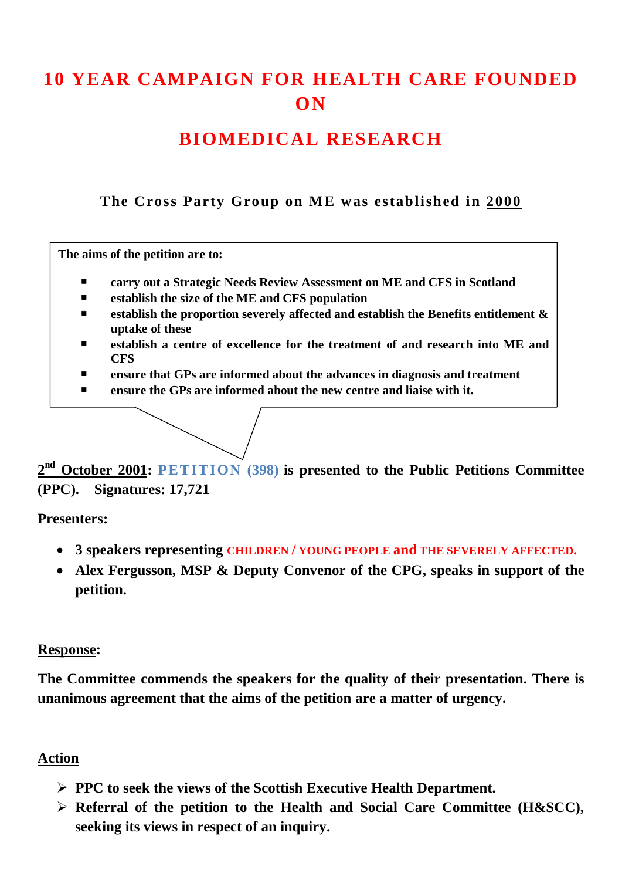# 10 YEAR CAMPAIGN FOR HEALTH CARE FOUNDED ON

# BIOMEDICAL RESEARCH

**The Cross Party Group on ME was established in 2000**

**The aims of the petition are to:**

- **carry out a Strategic Needs Review Assessment on ME and CFS in Scotland**
- **establish the size of the ME and CFS population**
- **establish the proportion severely affected and establish the Benefits entitlement & uptake of these**
- **establish a centre of excellence for the treatment of and research into ME and CFS**
- **ensure that GPs are informed about the advances in diagnosis and treatment**
- **ensure the GPs are informed about the new centre and liaise with it.**

**2nd October 2001: PETITION (398) is presented to the Public Petitions Committee (PPC). Signatures: 17,721**

**Presenters:**

- **3 speakers representing CHILDREN / YOUNG PEOPLE and THE SEVERELY AFFECTED.**
- **Alex Fergusson, MSP & Deputy Convenor of the CPG, speaks in support of the petition.**

**Response:**

**The Committee commends the speakers for the quality of their presentation. There is unanimous agreement that the aims of the petition are a matter of urgency.**

**Action**

- **PPC to seek the views of the Scottish Executive Health Department.**
- **Referral of the petition to the Health and Social Care Committee (H&SCC), seeking its views in respect of an inquiry.**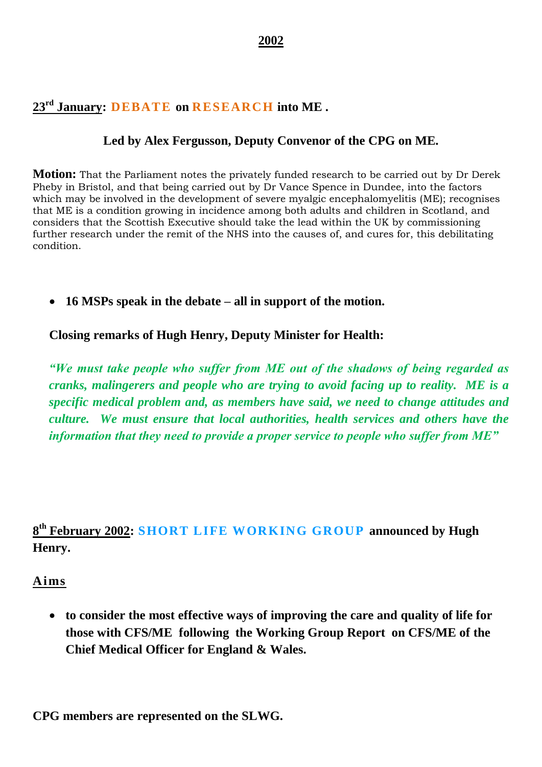## 2002

### 23rd January: DEBATE on RESEARCH into ME .

**Led by Alex Fergusson, Deputy Convenor of the CPG on ME.**

**Motion:** That the Parliament notes the privately funded research to be carried out by Dr Derek Pheby in Bristol, and that being carried out by Dr Vance Spence in Dundee, into the factors which may be involved in the development of severe myalgic encephalomyelitis (ME); recognises that ME is a condition growing in incidence among both adults and children in Scotland, and considers that the Scottish Executive should take the lead within the UK by commissioning further research under the remit of the NHS into the causes of, and cures for, this debilitating condition.

- **16 MSPs speak in the debate – all in support of the motion.**

**Closing remarks of Hugh Henry, Deputy Minister for Health:**

***"We must take people who suffer from ME out of the shadows of being regarded as cranks, malingerers and people who are trying to avoid facing up to reality. ME is a specific medical problem and, as members have said, we need to change attitudes and culture. We must ensure that local authorities, health services and others have the information that they need to provide a proper service to people who suffer from ME"***

### 8th February 2002: SHORT LIFE WORKING GROUP announced by Hugh Henry.

**Aims**

- **to consider the most effective ways of improving the care and quality of life for those with CFS/ME following the Working Group Report on CFS/ME of the Chief Medical Officer for England & Wales.**

**CPG members are represented on the SLWG.**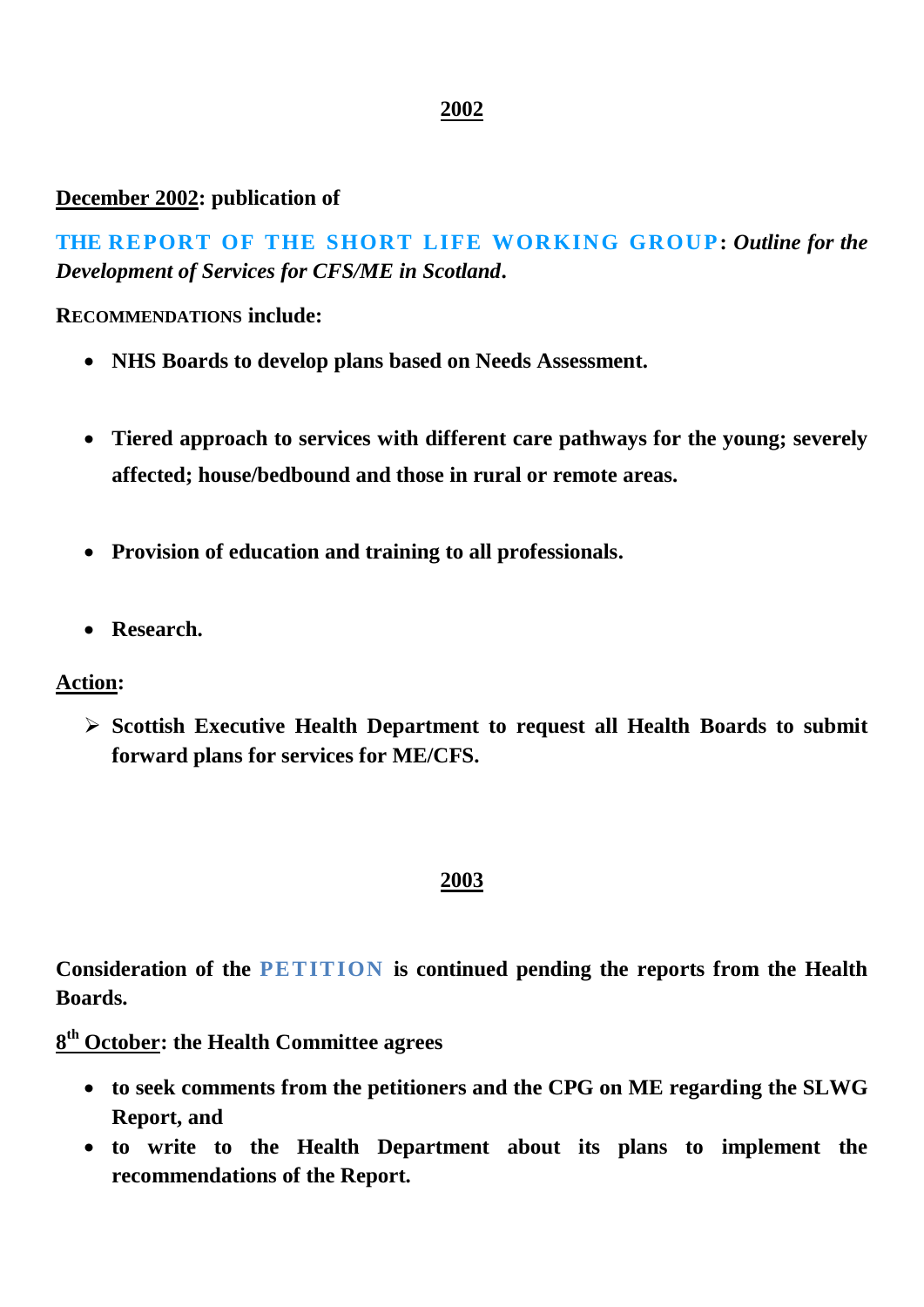## 2002

**December 2002: publication of**

**THE REPORT OF THE SHORT LIFE WORKING GROUP: *Outline for the Development of Services for CFS/ME in Scotland*.**

**RECOMMENDATIONS include:**

- **NHS Boards to develop plans based on Needs Assessment.**
- **Tiered approach to services with different care pathways for the young; severely affected; house/bedbound and those in rural or remote areas.**
- **Provision of education and training to all professionals.**
- **Research.**

**Action:**

- **Scottish Executive Health Department to request all Health Boards to submit forward plans for services for ME/CFS.**

## 2003

**Consideration of the PETITION is continued pending the reports from the Health Boards.**

**8th October: the Health Committee agrees**

- **to seek comments from the petitioners and the CPG on ME regarding the SLWG Report, and**
- **to write to the Health Department about its plans to implement the recommendations of the Report.**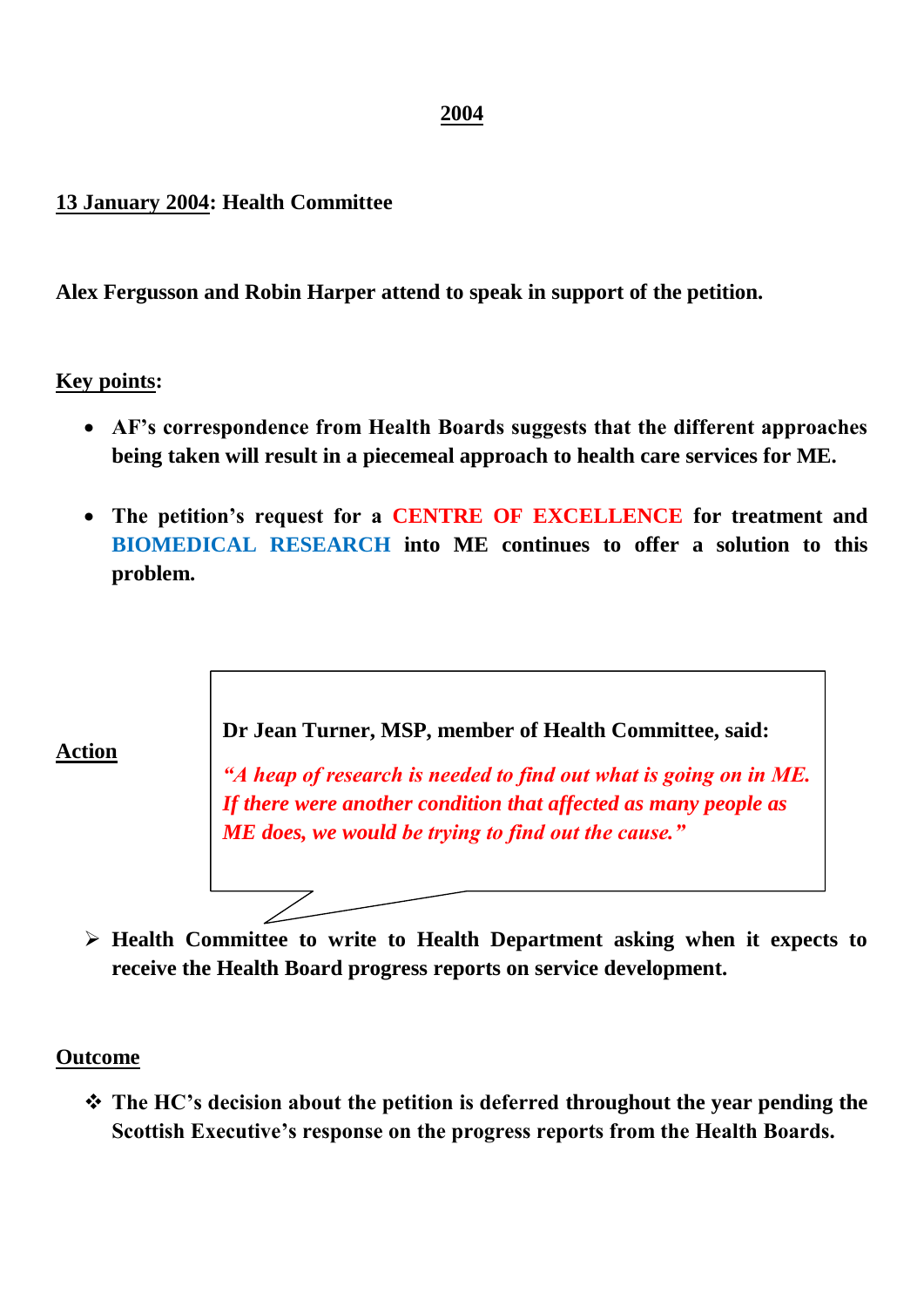## 2004

**13 January 2004: Health Committee**

**Alex Fergusson and Robin Harper attend to speak in support of the petition.**

**Key points:**

- **AF's correspondence from Health Boards suggests that the different approaches being taken will result in a piecemeal approach to health care services for ME.**
- **The petition's request for a CENTRE OF EXCELLENCE for treatment and BIOMEDICAL RESEARCH into ME continues to offer a solution to this problem.**

**Action**

> **Dr Jean Turner, MSP, member of Health Committee, said:**
>
> ***"A heap of research is needed to find out what is going on in ME. If there were another condition that affected as many people as ME does, we would be trying to find out the cause."***

- **Health Committee to write to Health Department asking when it expects to receive the Health Board progress reports on service development.**

**Outcome**

- **The HC's decision about the petition is deferred throughout the year pending the Scottish Executive's response on the progress reports from the Health Boards.**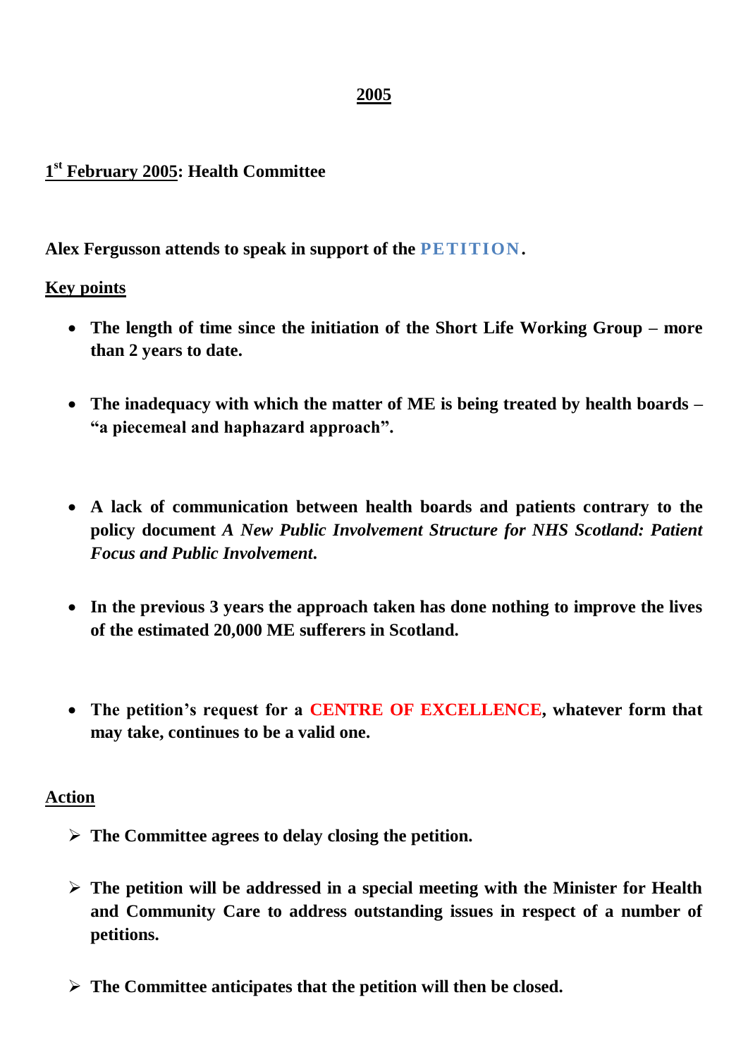## 2005

### 1st February 2005: Health Committee

**Alex Fergusson attends to speak in support of the PETITION.**

**Key points**

- **The length of time since the initiation of the Short Life Working Group – more than 2 years to date.**

- **The inadequacy with which the matter of ME is being treated by health boards – "a piecemeal and haphazard approach".**

- **A lack of communication between health boards and patients contrary to the policy document *A New Public Involvement Structure for NHS Scotland: Patient Focus and Public Involvement*.**

- **In the previous 3 years the approach taken has done nothing to improve the lives of the estimated 20,000 ME sufferers in Scotland.**

- **The petition's request for a CENTRE OF EXCELLENCE, whatever form that may take, continues to be a valid one.**

**Action**

- **The Committee agrees to delay closing the petition.**

- **The petition will be addressed in a special meeting with the Minister for Health and Community Care to address outstanding issues in respect of a number of petitions.**

- **The Committee anticipates that the petition will then be closed.**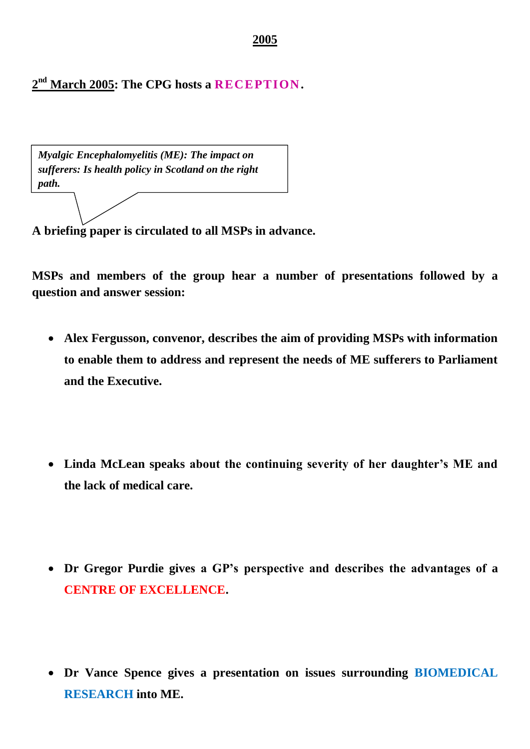## 2005

**2nd March 2005: The CPG hosts a RECEPTION.**

> ***Myalgic Encephalomyelitis (ME): The impact on sufferers: Is health policy in Scotland on the right path.***

**A briefing paper is circulated to all MSPs in advance.**

**MSPs and members of the group hear a number of presentations followed by a question and answer session:**

- **Alex Fergusson, convenor, describes the aim of providing MSPs with information to enable them to address and represent the needs of ME sufferers to Parliament and the Executive.**

- **Linda McLean speaks about the continuing severity of her daughter's ME and the lack of medical care.**

- **Dr Gregor Purdie gives a GP's perspective and describes the advantages of a CENTRE OF EXCELLENCE.**

- **Dr Vance Spence gives a presentation on issues surrounding BIOMEDICAL RESEARCH into ME.**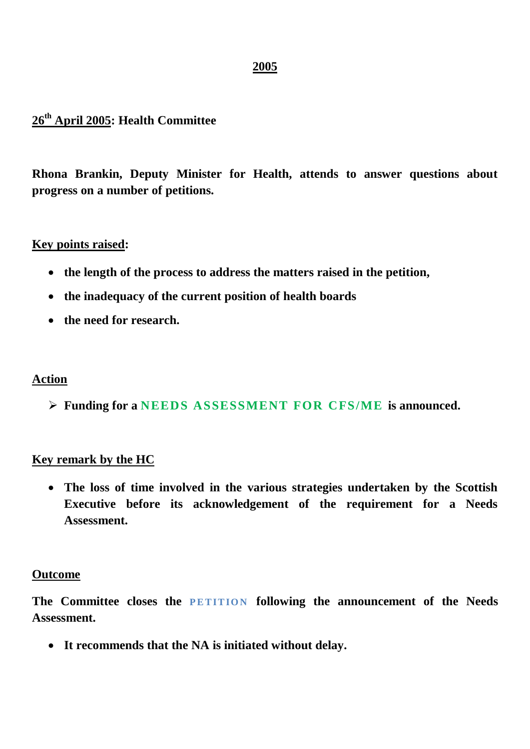## 2005

**26th April 2005: Health Committee**

**Rhona Brankin, Deputy Minister for Health, attends to answer questions about progress on a number of petitions.**

**Key points raised:**

- **the length of the process to address the matters raised in the petition,**
- **the inadequacy of the current position of health boards**
- **the need for research.**

**Action**

- **Funding for a NEEDS ASSESSMENT FOR CFS/ME is announced.**

**Key remark by the HC**

- **The loss of time involved in the various strategies undertaken by the Scottish Executive before its acknowledgement of the requirement for a Needs Assessment.**

**Outcome**

**The Committee closes the PETITION following the announcement of the Needs Assessment.**

- **It recommends that the NA is initiated without delay.**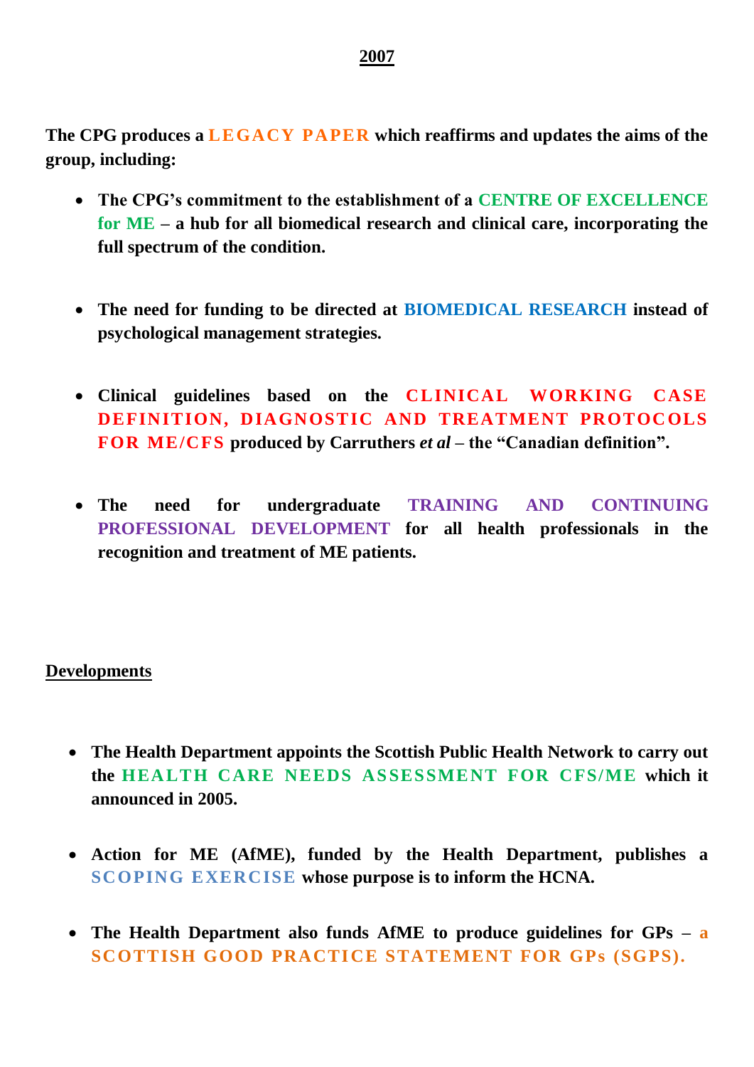**2007**

**The CPG produces a LEGACY PAPER which reaffirms and updates the aims of the group, including:**

- **The CPG's commitment to the establishment of a CENTRE OF EXCELLENCE for ME – a hub for all biomedical research and clinical care, incorporating the full spectrum of the condition.**

- **The need for funding to be directed at BIOMEDICAL RESEARCH instead of psychological management strategies.**

- **Clinical guidelines based on the CLINICAL WORKING CASE DEFINITION, DIAGNOSTIC AND TREATMENT PROTOCOLS FOR ME/CFS produced by Carruthers *et al* – the "Canadian definition".**

- **The need for undergraduate TRAINING AND CONTINUING PROFESSIONAL DEVELOPMENT for all health professionals in the recognition and treatment of ME patients.**

**Developments**

- **The Health Department appoints the Scottish Public Health Network to carry out the HEALTH CARE NEEDS ASSESSMENT FOR CFS/ME which it announced in 2005.**

- **Action for ME (AfME), funded by the Health Department, publishes a SCOPING EXERCISE whose purpose is to inform the HCNA.**

- **The Health Department also funds AfME to produce guidelines for GPs – a SCOTTISH GOOD PRACTICE STATEMENT FOR GPs (SGPS).**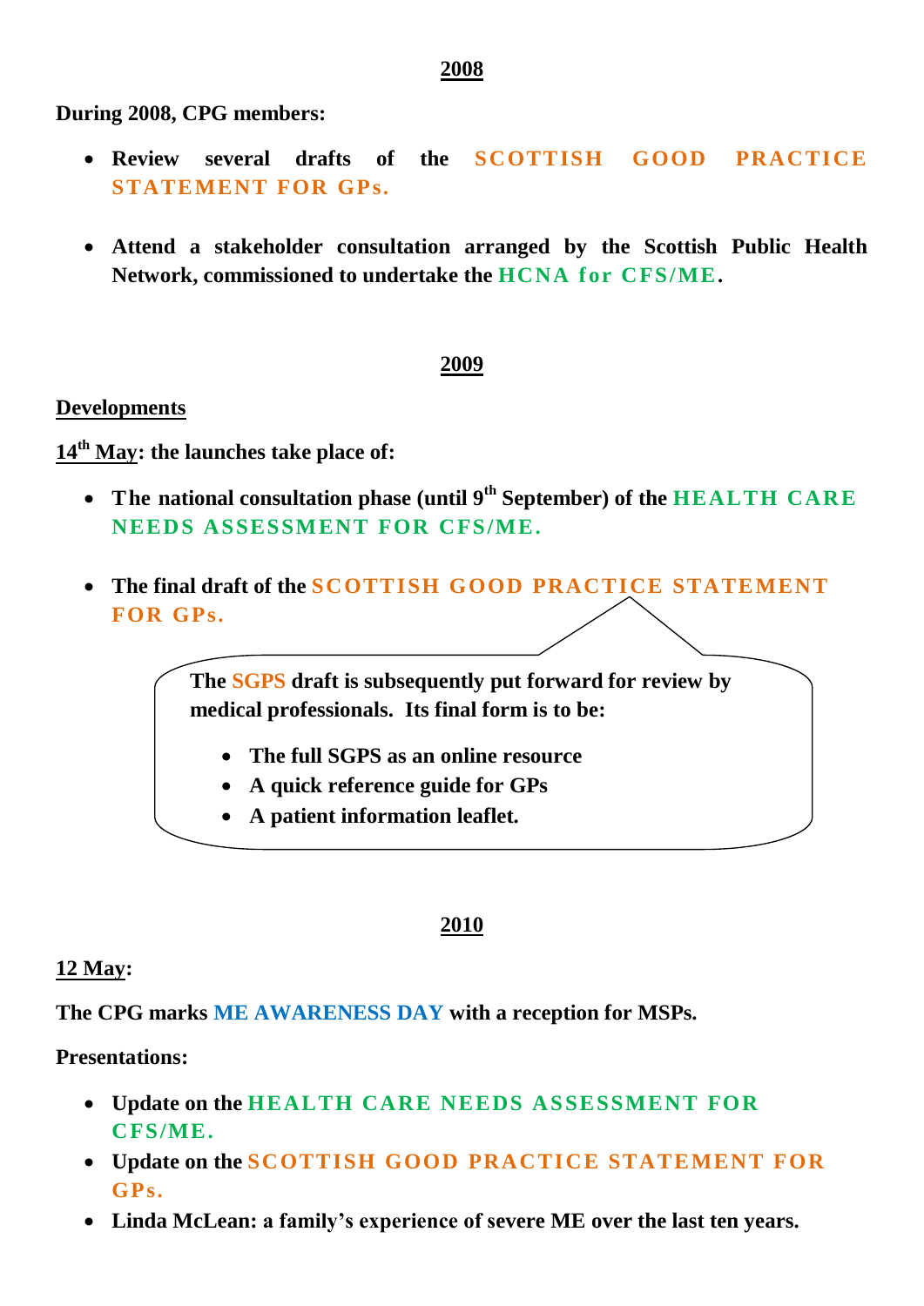## 2008

**During 2008, CPG members:**

- **Review several drafts of the SCOTTISH GOOD PRACTICE STATEMENT FOR GPs.**

- **Attend a stakeholder consultation arranged by the Scottish Public Health Network, commissioned to undertake the HCNA for CFS/ME.**

## 2009

**Developments**

**14th May: the launches take place of:**

- **The national consultation phase (until 9th September) of the HEALTH CARE NEEDS ASSESSMENT FOR CFS/ME.**

- **The final draft of the SCOTTISH GOOD PRACTICE STATEMENT FOR GPs.**

> **The SGPS draft is subsequently put forward for review by medical professionals. Its final form is to be:**
>
> - **The full SGPS as an online resource**
> - **A quick reference guide for GPs**
> - **A patient information leaflet.**

## 2010

**12 May:**

**The CPG marks ME AWARENESS DAY with a reception for MSPs.**

**Presentations:**

- **Update on the HEALTH CARE NEEDS ASSESSMENT FOR CFS/ME.**
- **Update on the SCOTTISH GOOD PRACTICE STATEMENT FOR GPs.**
- **Linda McLean: a family's experience of severe ME over the last ten years.**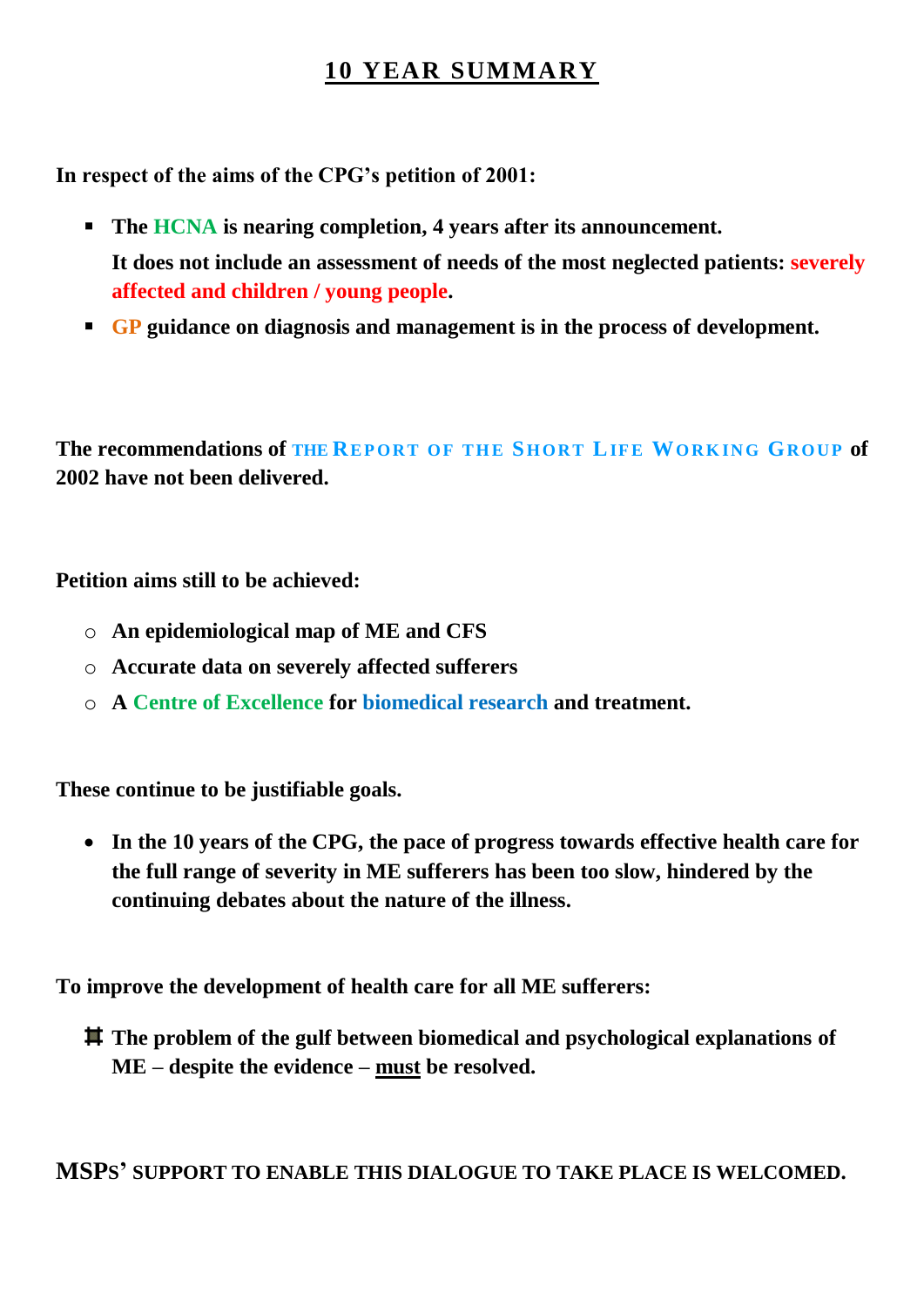# 10 YEAR SUMMARY

**In respect of the aims of the CPG's petition of 2001:**

- **The HCNA is nearing completion, 4 years after its announcement.**
  **It does not include an assessment of needs of the most neglected patients: severely affected and children / young people.**
- **GP guidance on diagnosis and management is in the process of development.**

**The recommendations of THE REPORT OF THE SHORT LIFE WORKING GROUP of 2002 have not been delivered.**

**Petition aims still to be achieved:**

- **An epidemiological map of ME and CFS**
- **Accurate data on severely affected sufferers**
- **A Centre of Excellence for biomedical research and treatment.**

**These continue to be justifiable goals.**

- **In the 10 years of the CPG, the pace of progress towards effective health care for the full range of severity in ME sufferers has been too slow, hindered by the continuing debates about the nature of the illness.**

**To improve the development of health care for all ME sufferers:**

- **The problem of the gulf between biomedical and psychological explanations of ME – despite the evidence – <u>must</u> be resolved.**

**MSPS' SUPPORT TO ENABLE THIS DIALOGUE TO TAKE PLACE IS WELCOMED.**